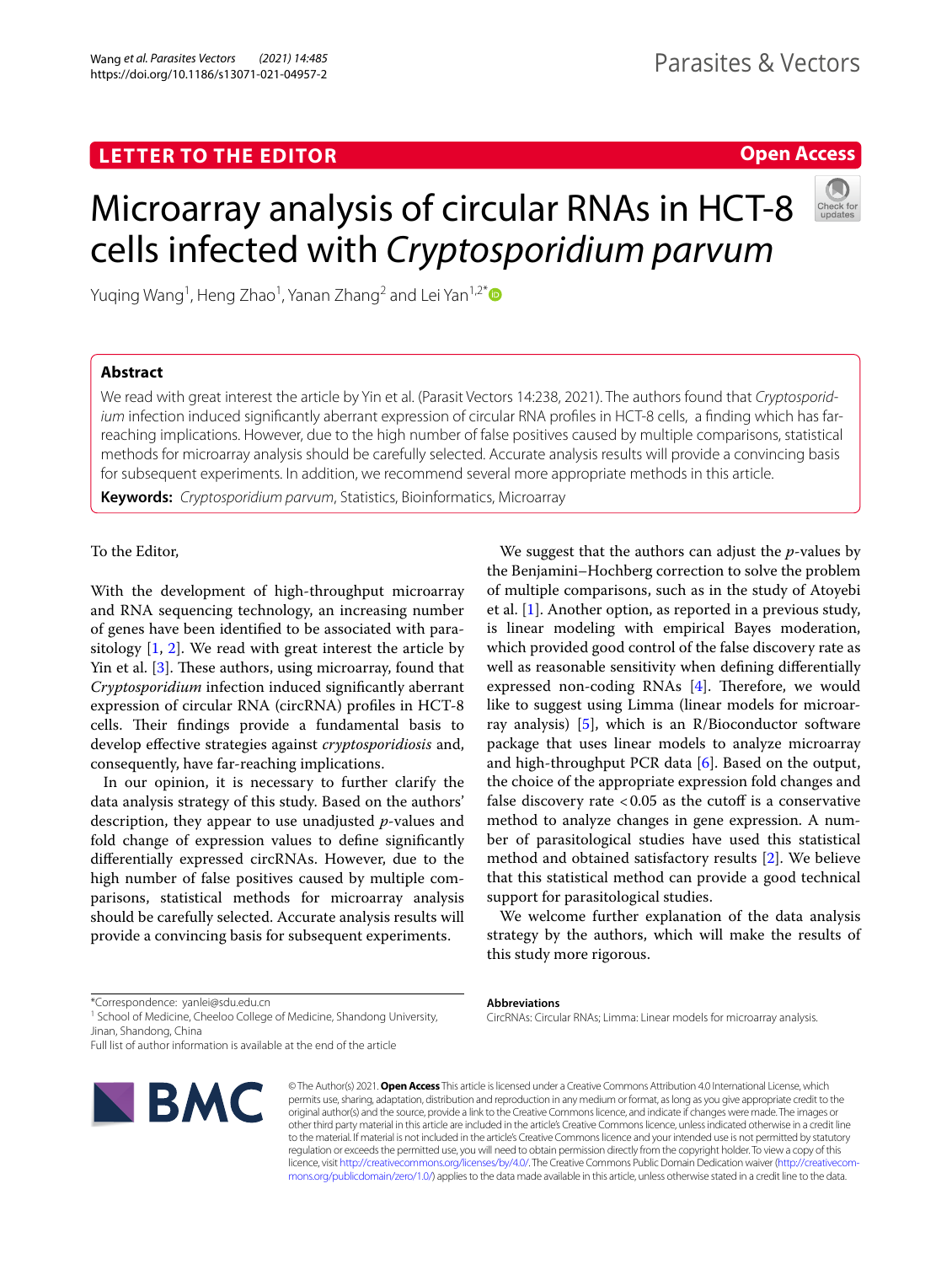LETTER TO THE EDITOR

Open Access

# Microarray analysis of circular RNAs in HCT-8 cells infected with *Cryptosporidium parvum*

Yuqing Wang[1], Heng Zhao[1], Yanan Zhang[2] and Lei Yan[1,2*]

## Abstract

We read with great interest the article by Yin et al. (Parasit Vectors 14:238, 2021). The authors found that *Cryptosporidium* infection induced significantly aberrant expression of circular RNA profiles in HCT-8 cells, a finding which has far-reaching implications. However, due to the high number of false positives caused by multiple comparisons, statistical methods for microarray analysis should be carefully selected. Accurate analysis results will provide a convincing basis for subsequent experiments. In addition, we recommend several more appropriate methods in this article.

**Keywords:** *Cryptosporidium parvum*, Statistics, Bioinformatics, Microarray

To the Editor,

With the development of high-throughput microarray and RNA sequencing technology, an increasing number of genes have been identified to be associated with parasitology [1, 2]. We read with great interest the article by Yin et al. [3]. These authors, using microarray, found that *Cryptosporidium* infection induced significantly aberrant expression of circular RNA (circRNA) profiles in HCT-8 cells. Their findings provide a fundamental basis to develop effective strategies against *cryptosporidiosis* and, consequently, have far-reaching implications.

In our opinion, it is necessary to further clarify the data analysis strategy of this study. Based on the authors' description, they appear to use unadjusted *p*-values and fold change of expression values to define significantly differentially expressed circRNAs. However, due to the high number of false positives caused by multiple comparisons, statistical methods for microarray analysis should be carefully selected. Accurate analysis results will provide a convincing basis for subsequent experiments.

We suggest that the authors can adjust the *p*-values by the Benjamini–Hochberg correction to solve the problem of multiple comparisons, such as in the study of Atoyebi et al. [1]. Another option, as reported in a previous study, is linear modeling with empirical Bayes moderation, which provided good control of the false discovery rate as well as reasonable sensitivity when defining differentially expressed non-coding RNAs [4]. Therefore, we would like to suggest using Limma (linear models for microarray analysis) [5], which is an R/Bioconductor software package that uses linear models to analyze microarray and high-throughput PCR data [6]. Based on the output, the choice of the appropriate expression fold changes and false discovery rate $<0.05$ as the cutoff is a conservative method to analyze changes in gene expression. A number of parasitological studies have used this statistical method and obtained satisfactory results [2]. We believe that this statistical method can provide a good technical support for parasitological studies.

We welcome further explanation of the data analysis strategy by the authors, which will make the results of this study more rigorous.

*Correspondence: yanlei@sdu.edu.cn

[1] School of Medicine, Cheeloo College of Medicine, Shandong University, Jinan, Shandong, China

Full list of author information is available at the end of the article

**Abbreviations**

CircRNAs: Circular RNAs; Limma: Linear models for microarray analysis.

© The Author(s) 2021. **Open Access** This article is licensed under a Creative Commons Attribution 4.0 International License, which permits use, sharing, adaptation, distribution and reproduction in any medium or format, as long as you give appropriate credit to the original author(s) and the source, provide a link to the Creative Commons licence, and indicate if changes were made. The images or other third party material in this article are included in the article's Creative Commons licence, unless indicated otherwise in a credit line to the material. If material is not included in the article's Creative Commons licence and your intended use is not permitted by statutory regulation or exceeds the permitted use, you will need to obtain permission directly from the copyright holder. To view a copy of this licence, visit http://creativecommons.org/licenses/by/4.0/. The Creative Commons Public Domain Dedication waiver (http://creativecommons.org/publicdomain/zero/1.0/) applies to the data made available in this article, unless otherwise stated in a credit line to the data.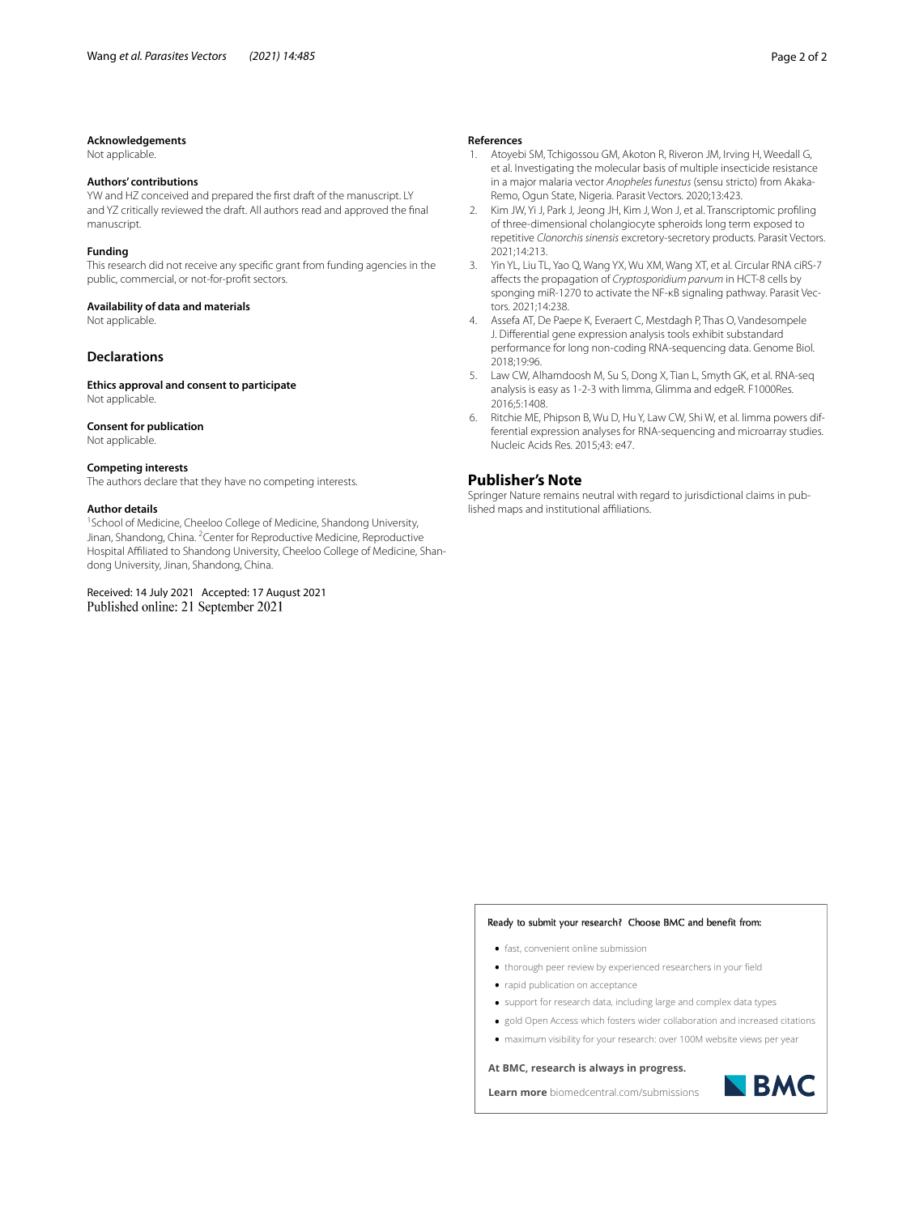**Acknowledgements**

Not applicable.

**Authors' contributions**

YW and HZ conceived and prepared the first draft of the manuscript. LY and YZ critically reviewed the draft. All authors read and approved the final manuscript.

**Funding**

This research did not receive any specific grant from funding agencies in the public, commercial, or not-for-profit sectors.

**Availability of data and materials**

Not applicable.

## Declarations

**Ethics approval and consent to participate**

Not applicable.

**Consent for publication**

Not applicable.

**Competing interests**

The authors declare that they have no competing interests.

**Author details**

[1] School of Medicine, Cheeloo College of Medicine, Shandong University, Jinan, Shandong, China. [2] Center for Reproductive Medicine, Reproductive Hospital Affiliated to Shandong University, Cheeloo College of Medicine, Shandong University, Jinan, Shandong, China.

Received: 14 July 2021 Accepted: 17 August 2021
Published online: 21 September 2021

**References**

1. Atoyebi SM, Tchigossou GM, Akoton R, Riveron JM, Irving H, Weedall G, et al. Investigating the molecular basis of multiple insecticide resistance in a major malaria vector *Anopheles funestus* (sensu stricto) from Akaka-Remo, Ogun State, Nigeria. Parasit Vectors. 2020;13:423.
2. Kim JW, Yi J, Park J, Jeong JH, Kim J, Won J, et al. Transcriptomic profiling of three-dimensional cholangiocyte spheroids long term exposed to repetitive *Clonorchis sinensis* excretory-secretory products. Parasit Vectors. 2021;14:213.
3. Yin YL, Liu TL, Yao Q, Wang YX, Wu XM, Wang XT, et al. Circular RNA ciRS-7 affects the propagation of *Cryptosporidium parvum* in HCT-8 cells by sponging miR-1270 to activate the NF-κB signaling pathway. Parasit Vectors. 2021;14:238.
4. Assefa AT, De Paepe K, Everaert C, Mestdagh P, Thas O, Vandesompele J. Differential gene expression analysis tools exhibit substandard performance for long non-coding RNA-sequencing data. Genome Biol. 2018;19:96.
5. Law CW, Alhamdoosh M, Su S, Dong X, Tian L, Smyth GK, et al. RNA-seq analysis is easy as 1-2-3 with limma, Glimma and edgeR. F1000Res. 2016;5:1408.
6. Ritchie ME, Phipson B, Wu D, Hu Y, Law CW, Shi W, et al. limma powers differential expression analyses for RNA-sequencing and microarray studies. Nucleic Acids Res. 2015;43: e47.

## Publisher's Note

Springer Nature remains neutral with regard to jurisdictional claims in published maps and institutional affiliations.

Ready to submit your research? Choose BMC and benefit from:

- fast, convenient online submission
- thorough peer review by experienced researchers in your field
- rapid publication on acceptance
- support for research data, including large and complex data types
- gold Open Access which fosters wider collaboration and increased citations
- maximum visibility for your research: over 100M website views per year

**At BMC, research is always in progress.**

**Learn more** biomedcentral.com/submissions

BMC